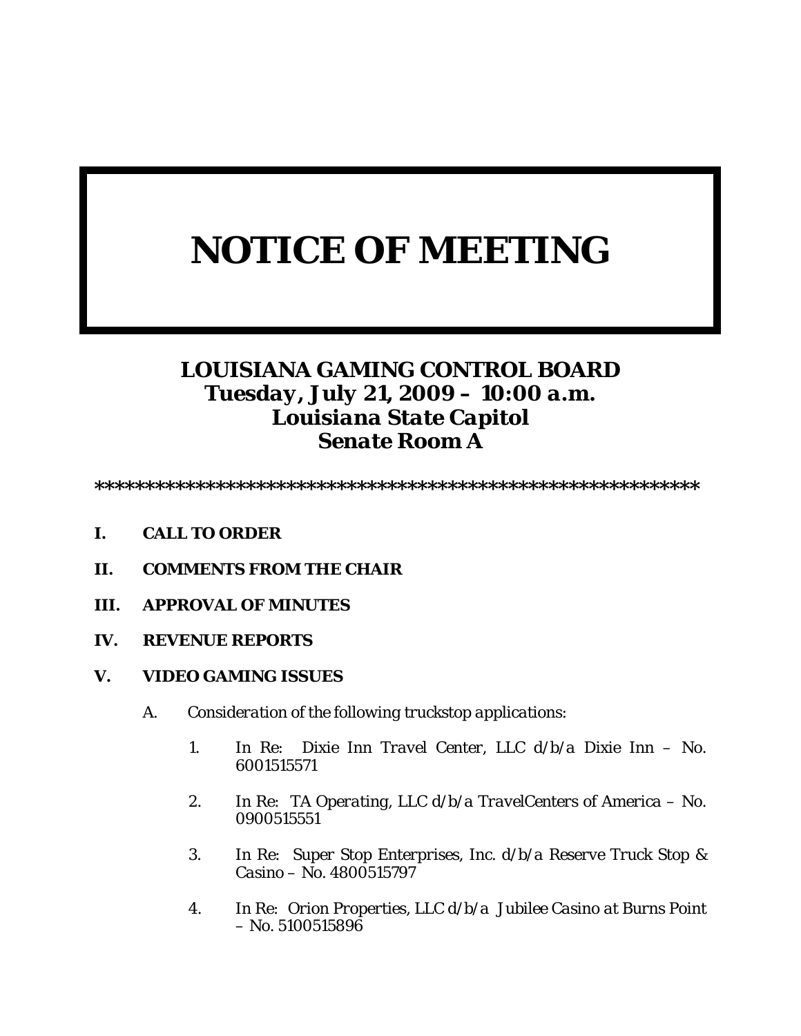# NOTICE OF MEETING

## LOUISIANA GAMING CONTROL BOARD
## *Tuesday, July 21, 2009 – 10:00 a.m.*
## *Louisiana State Capitol*
## *Senate Room A*

*************************************************************

**I. CALL TO ORDER**

**II. COMMENTS FROM THE CHAIR**

**III. APPROVAL OF MINUTES**

**IV. REVENUE REPORTS**

**V. VIDEO GAMING ISSUES**

A. *Consideration of the following truckstop applications:*

1. *In Re: Dixie Inn Travel Center, LLC d/b/a Dixie Inn – No. 6001515571*

2. *In Re: TA Operating, LLC d/b/a TravelCenters of America – No. 0900515551*

3. *In Re: Super Stop Enterprises, Inc. d/b/a Reserve Truck Stop & Casino – No. 4800515797*

4. *In Re: Orion Properties, LLC d/b/a Jubilee Casino at Burns Point – No. 5100515896*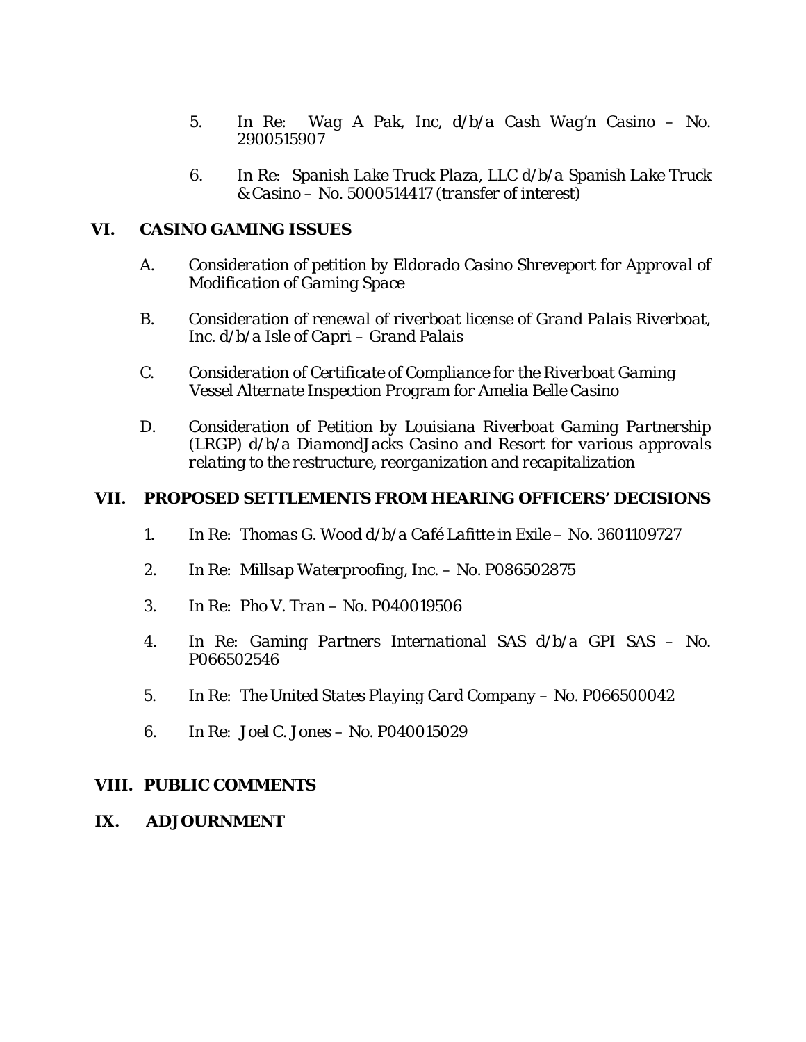5. *In Re: Wag A Pak, Inc, d/b/a Cash Wag'n Casino – No. 2900515907*

6. *In Re: Spanish Lake Truck Plaza, LLC d/b/a Spanish Lake Truck & Casino – No. 5000514417 (transfer of interest)*

## VI. CASINO GAMING ISSUES

A. *Consideration of petition by Eldorado Casino Shreveport for Approval of Modification of Gaming Space*

B. *Consideration of renewal of riverboat license of Grand Palais Riverboat, Inc. d/b/a Isle of Capri – Grand Palais*

C. *Consideration of Certificate of Compliance for the Riverboat Gaming Vessel Alternate Inspection Program for Amelia Belle Casino*

D. *Consideration of Petition by Louisiana Riverboat Gaming Partnership (LRGP) d/b/a DiamondJacks Casino and Resort for various approvals relating to the restructure, reorganization and recapitalization*

## VII. PROPOSED SETTLEMENTS FROM HEARING OFFICERS' DECISIONS

1. *In Re: Thomas G. Wood d/b/a Café Lafitte in Exile – No. 3601109727*

2. *In Re: Millsap Waterproofing, Inc. – No. P086502875*

3. *In Re: Pho V. Tran – No. P040019506*

4. *In Re: Gaming Partners International SAS d/b/a GPI SAS – No. P066502546*

5. *In Re: The United States Playing Card Company – No. P066500042*

6. *In Re: Joel C. Jones – No. P040015029*

## VIII. PUBLIC COMMENTS

## IX. ADJOURNMENT